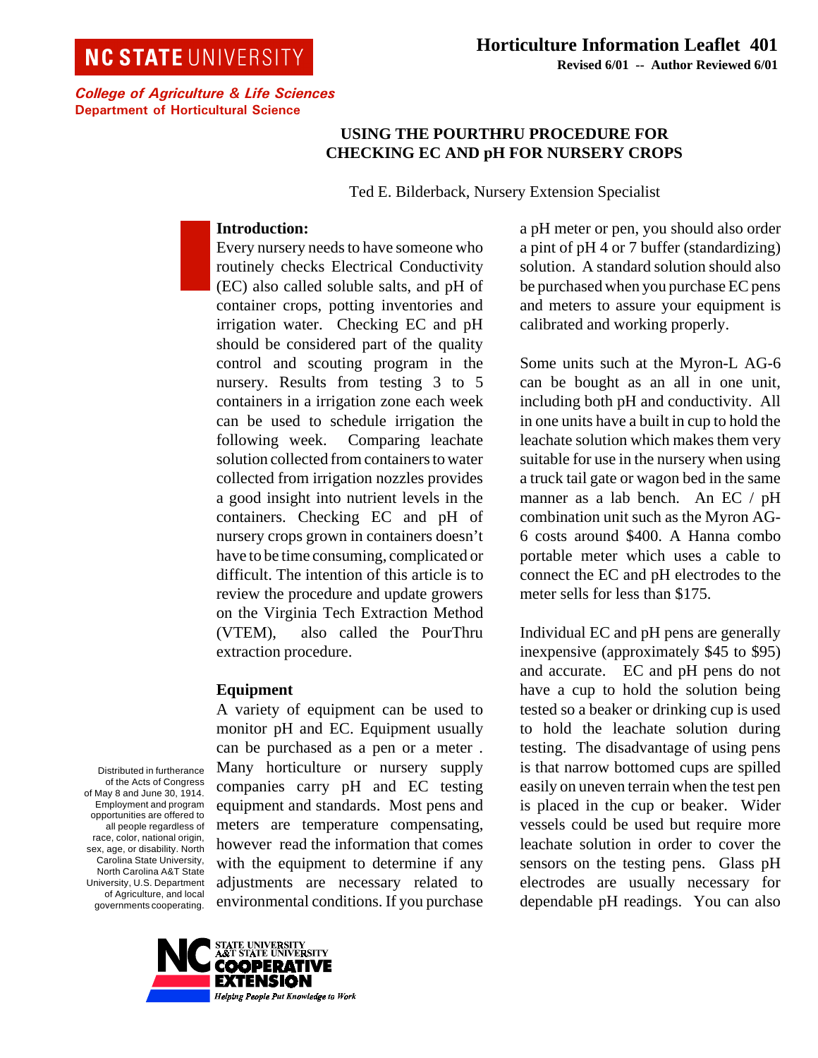NC STATE UNIVERSITY

*College of Agriculture & Life Sciences*
**Department of Horticultural Science**

**Horticulture Information Leaflet 401**
**Revised 6/01 -- Author Reviewed 6/01**

# USING THE POURTHRU PROCEDURE FOR CHECKING EC AND pH FOR NURSERY CROPS

Ted E. Bilderback, Nursery Extension Specialist

## Introduction:

Every nursery needs to have someone who routinely checks Electrical Conductivity (EC) also called soluble salts, and pH of container crops, potting inventories and irrigation water. Checking EC and pH should be considered part of the quality control and scouting program in the nursery. Results from testing 3 to 5 containers in a irrigation zone each week can be used to schedule irrigation the following week. Comparing leachate solution collected from containers to water collected from irrigation nozzles provides a good insight into nutrient levels in the containers. Checking EC and pH of nursery crops grown in containers doesn't have to be time consuming, complicated or difficult. The intention of this article is to review the procedure and update growers on the Virginia Tech Extraction Method (VTEM), also called the PourThru extraction procedure.

## Equipment

A variety of equipment can be used to monitor pH and EC. Equipment usually can be purchased as a pen or a meter . Many horticulture or nursery supply companies carry pH and EC testing equipment and standards. Most pens and meters are temperature compensating, however read the information that comes with the equipment to determine if any adjustments are necessary related to environmental conditions. If you purchase a pH meter or pen, you should also order a pint of pH 4 or 7 buffer (standardizing) solution. A standard solution should also be purchased when you purchase EC pens and meters to assure your equipment is calibrated and working properly.

Some units such at the Myron-L AG-6 can be bought as an all in one unit, including both pH and conductivity. All in one units have a built in cup to hold the leachate solution which makes them very suitable for use in the nursery when using a truck tail gate or wagon bed in the same manner as a lab bench. An EC / pH combination unit such as the Myron AG-6 costs around $400. A Hanna combo portable meter which uses a cable to connect the EC and pH electrodes to the meter sells for less than $175.

Individual EC and pH pens are generally inexpensive (approximately $45 to $95) and accurate. EC and pH pens do not have a cup to hold the solution being tested so a beaker or drinking cup is used to hold the leachate solution during testing. The disadvantage of using pens is that narrow bottomed cups are spilled easily on uneven terrain when the test pen is placed in the cup or beaker. Wider vessels could be used but require more leachate solution in order to cover the sensors on the testing pens. Glass pH electrodes are usually necessary for dependable pH readings. You can also

Distributed in furtherance of the Acts of Congress of May 8 and June 30, 1914. Employment and program opportunities are offered to all people regardless of race, color, national origin, sex, age, or disability. North Carolina State University, North Carolina A&T State University, U.S. Department of Agriculture, and local governments cooperating.

NC STATE UNIVERSITY A&T STATE UNIVERSITY COOPERATIVE EXTENSION *Helping People Put Knowledge to Work*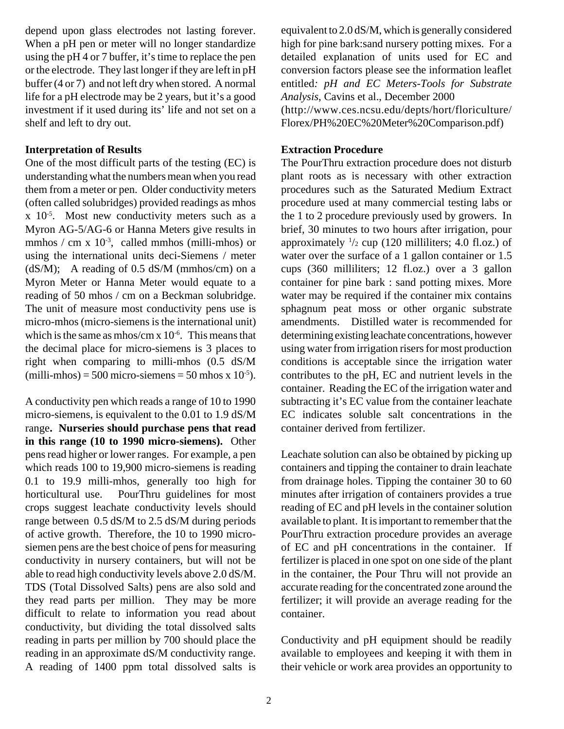depend upon glass electrodes not lasting forever. When a pH pen or meter will no longer standardize using the pH 4 or 7 buffer, it's time to replace the pen or the electrode. They last longer if they are left in pH buffer (4 or 7) and not left dry when stored. A normal life for a pH electrode may be 2 years, but it's a good investment if it used during its' life and not set on a shelf and left to dry out.

**Interpretation of Results**

One of the most difficult parts of the testing (EC) is understanding what the numbers mean when you read them from a meter or pen. Older conductivity meters (often called solubridges) provided readings as mhos x $10^{-5}$. Most new conductivity meters such as a Myron AG-5/AG-6 or Hanna Meters give results in mmhos / cm x $10^{-3}$, called mmhos (milli-mhos) or using the international units deci-Siemens / meter (dS/M); A reading of 0.5 dS/M (mmhos/cm) on a Myron Meter or Hanna Meter would equate to a reading of 50 mhos / cm on a Beckman solubridge. The unit of measure most conductivity pens use is micro-mhos (micro-siemens is the international unit) which is the same as mhos/cm x $10^{-6}$. This means that the decimal place for micro-siemens is 3 places to right when comparing to milli-mhos (0.5 dS/M (milli-mhos) = 500 micro-siemens = 50 mhos x $10^{-5}$).

A conductivity pen which reads a range of 10 to 1990 micro-siemens, is equivalent to the 0.01 to 1.9 dS/M range**. Nurseries should purchase pens that read in this range (10 to 1990 micro-siemens).** Other pens read higher or lower ranges. For example, a pen which reads 100 to 19,900 micro-siemens is reading 0.1 to 19.9 milli-mhos, generally too high for horticultural use. PourThru guidelines for most crops suggest leachate conductivity levels should range between 0.5 dS/M to 2.5 dS/M during periods of active growth. Therefore, the 10 to 1990 micro-siemen pens are the best choice of pens for measuring conductivity in nursery containers, but will not be able to read high conductivity levels above 2.0 dS/M. TDS (Total Dissolved Salts) pens are also sold and they read parts per million. They may be more difficult to relate to information you read about conductivity, but dividing the total dissolved salts reading in parts per million by 700 should place the reading in an approximate dS/M conductivity range. A reading of 1400 ppm total dissolved salts is equivalent to 2.0 dS/M, which is generally considered high for pine bark:sand nursery potting mixes. For a detailed explanation of units used for EC and conversion factors please see the information leaflet entitled*: pH and EC Meters-Tools for Substrate Analysis*, Cavins et al., December 2000 (http://www.ces.ncsu.edu/depts/hort/floriculture/Florex/PH%20EC%20Meter%20Comparison.pdf)

**Extraction Procedure**

The PourThru extraction procedure does not disturb plant roots as is necessary with other extraction procedures such as the Saturated Medium Extract procedure used at many commercial testing labs or the 1 to 2 procedure previously used by growers. In brief, 30 minutes to two hours after irrigation, pour approximately 1/2 cup (120 milliliters; 4.0 fl.oz.) of water over the surface of a 1 gallon container or 1.5 cups (360 milliliters; 12 fl.oz.) over a 3 gallon container for pine bark : sand potting mixes. More water may be required if the container mix contains sphagnum peat moss or other organic substrate amendments. Distilled water is recommended for determining existing leachate concentrations, however using water from irrigation risers for most production conditions is acceptable since the irrigation water contributes to the pH, EC and nutrient levels in the container. Reading the EC of the irrigation water and subtracting it's EC value from the container leachate EC indicates soluble salt concentrations in the container derived from fertilizer.

Leachate solution can also be obtained by picking up containers and tipping the container to drain leachate from drainage holes. Tipping the container 30 to 60 minutes after irrigation of containers provides a true reading of EC and pH levels in the container solution available to plant. It is important to remember that the PourThru extraction procedure provides an average of EC and pH concentrations in the container. If fertilizer is placed in one spot on one side of the plant in the container, the Pour Thru will not provide an accurate reading for the concentrated zone around the fertilizer; it will provide an average reading for the container.

Conductivity and pH equipment should be readily available to employees and keeping it with them in their vehicle or work area provides an opportunity to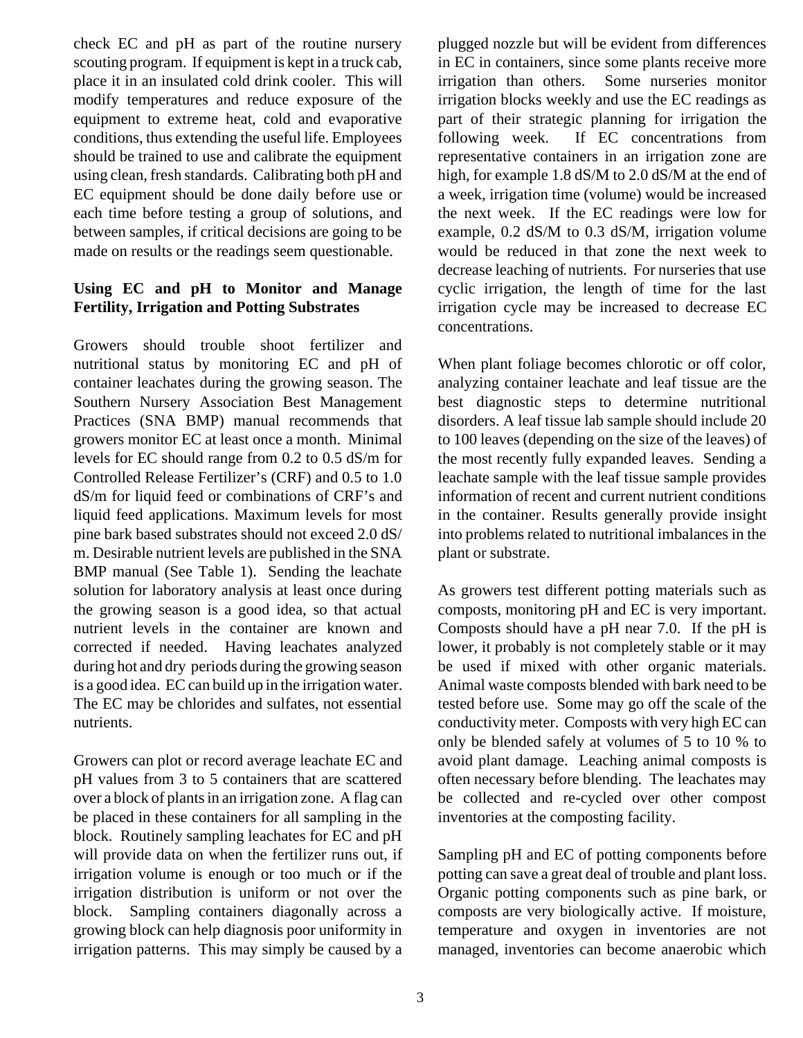check EC and pH as part of the routine nursery scouting program. If equipment is kept in a truck cab, place it in an insulated cold drink cooler. This will modify temperatures and reduce exposure of the equipment to extreme heat, cold and evaporative conditions, thus extending the useful life. Employees should be trained to use and calibrate the equipment using clean, fresh standards. Calibrating both pH and EC equipment should be done daily before use or each time before testing a group of solutions, and between samples, if critical decisions are going to be made on results or the readings seem questionable.

**Using EC and pH to Monitor and Manage Fertility, Irrigation and Potting Substrates**

Growers should trouble shoot fertilizer and nutritional status by monitoring EC and pH of container leachates during the growing season. The Southern Nursery Association Best Management Practices (SNA BMP) manual recommends that growers monitor EC at least once a month. Minimal levels for EC should range from 0.2 to 0.5 dS/m for Controlled Release Fertilizer's (CRF) and 0.5 to 1.0 dS/m for liquid feed or combinations of CRF's and liquid feed applications. Maximum levels for most pine bark based substrates should not exceed 2.0 dS/m. Desirable nutrient levels are published in the SNA BMP manual (See Table 1). Sending the leachate solution for laboratory analysis at least once during the growing season is a good idea, so that actual nutrient levels in the container are known and corrected if needed. Having leachates analyzed during hot and dry periods during the growing season is a good idea. EC can build up in the irrigation water. The EC may be chlorides and sulfates, not essential nutrients.

Growers can plot or record average leachate EC and pH values from 3 to 5 containers that are scattered over a block of plants in an irrigation zone. A flag can be placed in these containers for all sampling in the block. Routinely sampling leachates for EC and pH will provide data on when the fertilizer runs out, if irrigation volume is enough or too much or if the irrigation distribution is uniform or not over the block. Sampling containers diagonally across a growing block can help diagnosis poor uniformity in irrigation patterns. This may simply be caused by a plugged nozzle but will be evident from differences in EC in containers, since some plants receive more irrigation than others. Some nurseries monitor irrigation blocks weekly and use the EC readings as part of their strategic planning for irrigation the following week. If EC concentrations from representative containers in an irrigation zone are high, for example 1.8 dS/M to 2.0 dS/M at the end of a week, irrigation time (volume) would be increased the next week. If the EC readings were low for example, 0.2 dS/M to 0.3 dS/M, irrigation volume would be reduced in that zone the next week to decrease leaching of nutrients. For nurseries that use cyclic irrigation, the length of time for the last irrigation cycle may be increased to decrease EC concentrations.

When plant foliage becomes chlorotic or off color, analyzing container leachate and leaf tissue are the best diagnostic steps to determine nutritional disorders. A leaf tissue lab sample should include 20 to 100 leaves (depending on the size of the leaves) of the most recently fully expanded leaves. Sending a leachate sample with the leaf tissue sample provides information of recent and current nutrient conditions in the container. Results generally provide insight into problems related to nutritional imbalances in the plant or substrate.

As growers test different potting materials such as composts, monitoring pH and EC is very important. Composts should have a pH near 7.0. If the pH is lower, it probably is not completely stable or it may be used if mixed with other organic materials. Animal waste composts blended with bark need to be tested before use. Some may go off the scale of the conductivity meter. Composts with very high EC can only be blended safely at volumes of 5 to 10 % to avoid plant damage. Leaching animal composts is often necessary before blending. The leachates may be collected and re-cycled over other compost inventories at the composting facility.

Sampling pH and EC of potting components before potting can save a great deal of trouble and plant loss. Organic potting components such as pine bark, or composts are very biologically active. If moisture, temperature and oxygen in inventories are not managed, inventories can become anaerobic which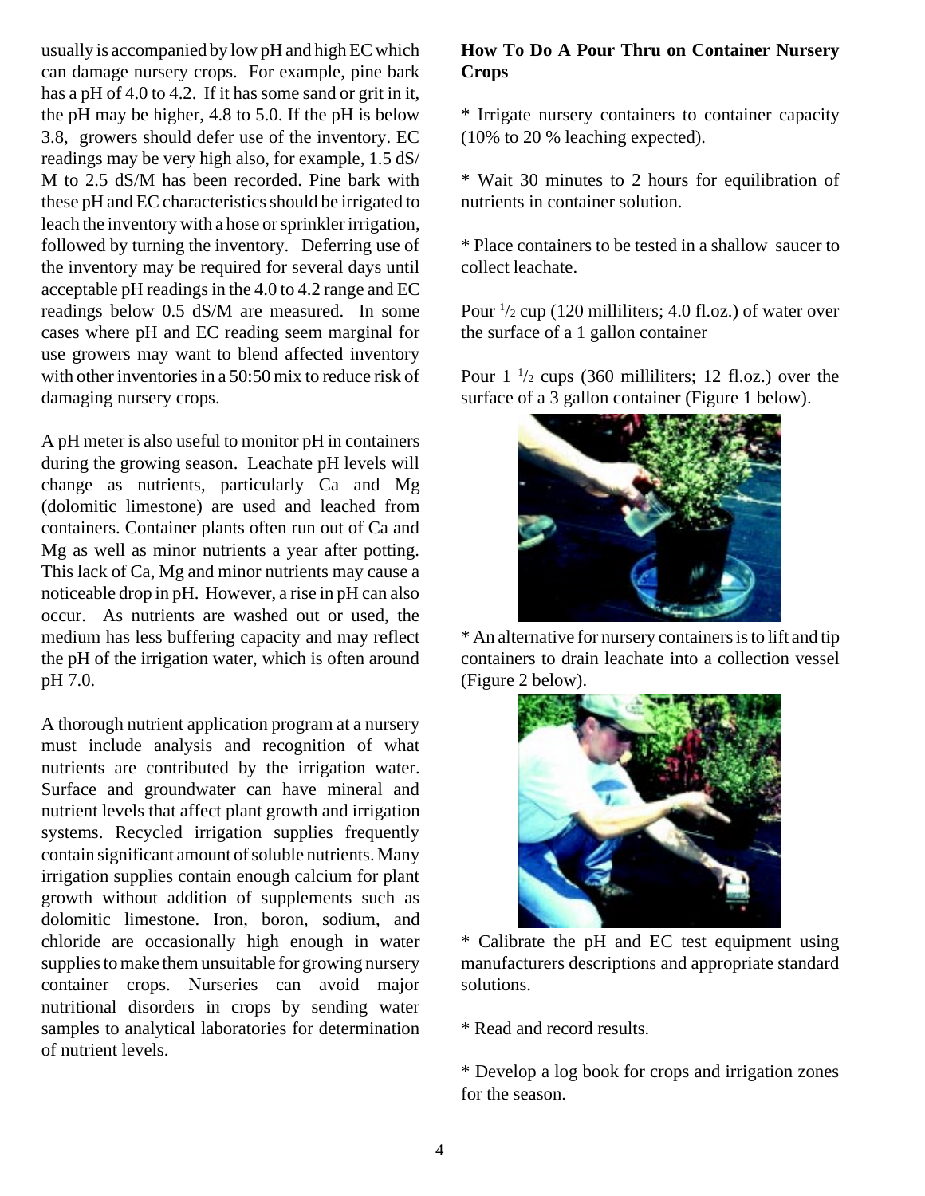usually is accompanied by low pH and high EC which can damage nursery crops. For example, pine bark has a pH of 4.0 to 4.2. If it has some sand or grit in it, the pH may be higher, 4.8 to 5.0. If the pH is below 3.8, growers should defer use of the inventory. EC readings may be very high also, for example, 1.5 dS/M to 2.5 dS/M has been recorded. Pine bark with these pH and EC characteristics should be irrigated to leach the inventory with a hose or sprinkler irrigation, followed by turning the inventory. Deferring use of the inventory may be required for several days until acceptable pH readings in the 4.0 to 4.2 range and EC readings below 0.5 dS/M are measured. In some cases where pH and EC reading seem marginal for use growers may want to blend affected inventory with other inventories in a 50:50 mix to reduce risk of damaging nursery crops.

A pH meter is also useful to monitor pH in containers during the growing season. Leachate pH levels will change as nutrients, particularly Ca and Mg (dolomitic limestone) are used and leached from containers. Container plants often run out of Ca and Mg as well as minor nutrients a year after potting. This lack of Ca, Mg and minor nutrients may cause a noticeable drop in pH. However, a rise in pH can also occur. As nutrients are washed out or used, the medium has less buffering capacity and may reflect the pH of the irrigation water, which is often around pH 7.0.

A thorough nutrient application program at a nursery must include analysis and recognition of what nutrients are contributed by the irrigation water. Surface and groundwater can have mineral and nutrient levels that affect plant growth and irrigation systems. Recycled irrigation supplies frequently contain significant amount of soluble nutrients. Many irrigation supplies contain enough calcium for plant growth without addition of supplements such as dolomitic limestone. Iron, boron, sodium, and chloride are occasionally high enough in water supplies to make them unsuitable for growing nursery container crops. Nurseries can avoid major nutritional disorders in crops by sending water samples to analytical laboratories for determination of nutrient levels.

**How To Do A Pour Thru on Container Nursery Crops**

* Irrigate nursery containers to container capacity (10% to 20 % leaching expected).

* Wait 30 minutes to 2 hours for equilibration of nutrients in container solution.

* Place containers to be tested in a shallow saucer to collect leachate.

Pour 1/2 cup (120 milliliters; 4.0 fl.oz.) of water over the surface of a 1 gallon container

Pour 1 1/2 cups (360 milliliters; 12 fl.oz.) over the surface of a 3 gallon container (Figure 1 below).

* An alternative for nursery containers is to lift and tip containers to drain leachate into a collection vessel (Figure 2 below).

* Calibrate the pH and EC test equipment using manufacturers descriptions and appropriate standard solutions.

* Read and record results.

* Develop a log book for crops and irrigation zones for the season.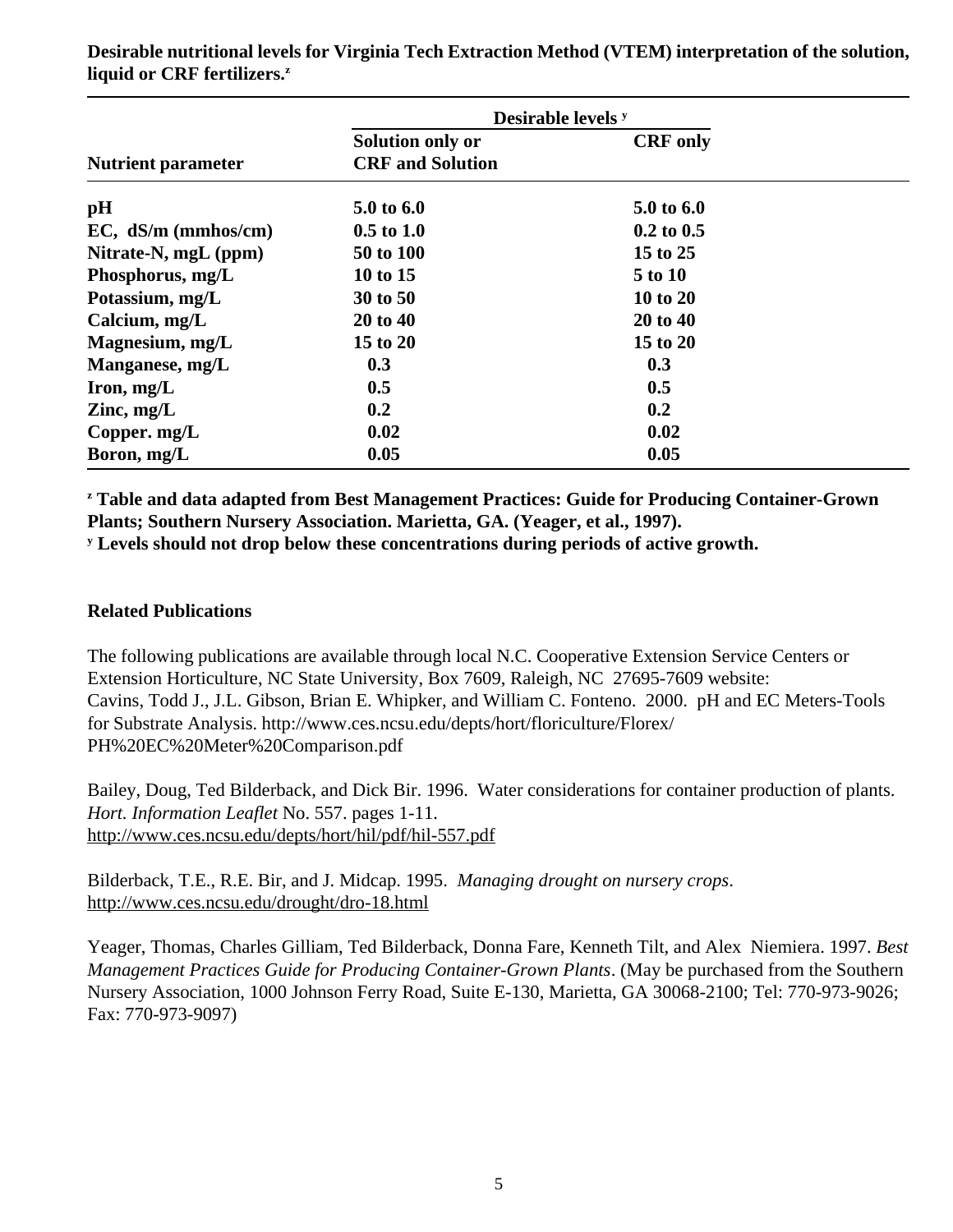**Desirable nutritional levels for Virginia Tech Extraction Method (VTEM) interpretation of the solution, liquid or CRF fertilizers.[z]**

| Nutrient parameter | Desirable levels [y] | |
|---|---|---|
| | Solution only or CRF and Solution | CRF only |
| pH | 5.0 to 6.0 | 5.0 to 6.0 |
| EC, dS/m (mmhos/cm) | 0.5 to 1.0 | 0.2 to 0.5 |
| Nitrate-N, mgL (ppm) | 50 to 100 | 15 to 25 |
| Phosphorus, mg/L | 10 to 15 | 5 to 10 |
| Potassium, mg/L | 30 to 50 | 10 to 20 |
| Calcium, mg/L | 20 to 40 | 20 to 40 |
| Magnesium, mg/L | 15 to 20 | 15 to 20 |
| Manganese, mg/L | 0.3 | 0.3 |
| Iron, mg/L | 0.5 | 0.5 |
| Zinc, mg/L | 0.2 | 0.2 |
| Copper. mg/L | 0.02 | 0.02 |
| Boron, mg/L | 0.05 | 0.05 |

[z] Table and data adapted from Best Management Practices: Guide for Producing Container-Grown Plants; Southern Nursery Association. Marietta, GA. (Yeager, et al., 1997).
[y] Levels should not drop below these concentrations during periods of active growth.

## Related Publications

The following publications are available through local N.C. Cooperative Extension Service Centers or Extension Horticulture, NC State University, Box 7609, Raleigh, NC 27695-7609 website:
Cavins, Todd J., J.L. Gibson, Brian E. Whipker, and William C. Fonteno. 2000. pH and EC Meters-Tools for Substrate Analysis. http://www.ces.ncsu.edu/depts/hort/floriculture/Florex/PH%20EC%20Meter%20Comparison.pdf

Bailey, Doug, Ted Bilderback, and Dick Bir. 1996. Water considerations for container production of plants. *Hort. Information Leaflet* No. 557. pages 1-11.
http://www.ces.ncsu.edu/depts/hort/hil/pdf/hil-557.pdf

Bilderback, T.E., R.E. Bir, and J. Midcap. 1995. *Managing drought on nursery crops*.
http://www.ces.ncsu.edu/drought/dro-18.html

Yeager, Thomas, Charles Gilliam, Ted Bilderback, Donna Fare, Kenneth Tilt, and Alex Niemiera. 1997. *Best Management Practices Guide for Producing Container-Grown Plants*. (May be purchased from the Southern Nursery Association, 1000 Johnson Ferry Road, Suite E-130, Marietta, GA 30068-2100; Tel: 770-973-9026; Fax: 770-973-9097)